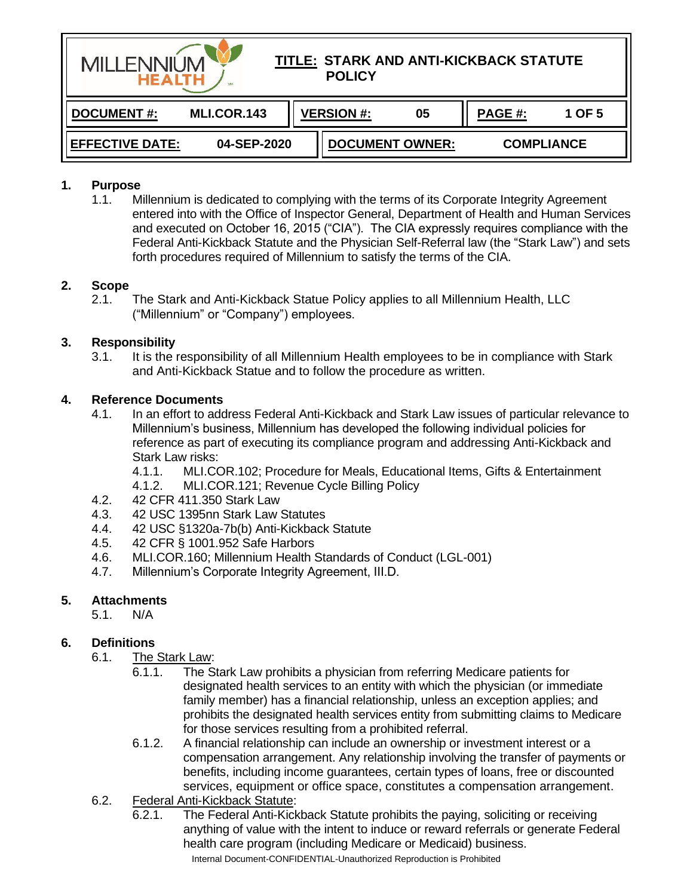| MILLENNIUM HEALTH | TITLE: STARK AND ANTI-KICKBACK STATUTE POLICY | |
|---|---|---|
| DOCUMENT #: MLI.COR.143 | VERSION #: 05 | PAGE #: 1 OF 5 |
| EFFECTIVE DATE: 04-SEP-2020 | DOCUMENT OWNER: COMPLIANCE | |

## 1. Purpose

1.1. Millennium is dedicated to complying with the terms of its Corporate Integrity Agreement entered into with the Office of Inspector General, Department of Health and Human Services and executed on October 16, 2015 ("CIA"). The CIA expressly requires compliance with the Federal Anti-Kickback Statute and the Physician Self-Referral law (the "Stark Law") and sets forth procedures required of Millennium to satisfy the terms of the CIA.

## 2. Scope

2.1. The Stark and Anti-Kickback Statue Policy applies to all Millennium Health, LLC ("Millennium" or "Company") employees.

## 3. Responsibility

3.1. It is the responsibility of all Millennium Health employees to be in compliance with Stark and Anti-Kickback Statue and to follow the procedure as written.

## 4. Reference Documents

4.1. In an effort to address Federal Anti-Kickback and Stark Law issues of particular relevance to Millennium's business, Millennium has developed the following individual policies for reference as part of executing its compliance program and addressing Anti-Kickback and Stark Law risks:

- 4.1.1. MLI.COR.102; Procedure for Meals, Educational Items, Gifts & Entertainment
- 4.1.2. MLI.COR.121; Revenue Cycle Billing Policy

4.2. 42 CFR 411.350 Stark Law

4.3. 42 USC 1395nn Stark Law Statutes

4.4. 42 USC §1320a-7b(b) Anti-Kickback Statute

4.5. 42 CFR § 1001.952 Safe Harbors

4.6. MLI.COR.160; Millennium Health Standards of Conduct (LGL-001)

4.7. Millennium's Corporate Integrity Agreement, III.D.

## 5. Attachments

5.1. N/A

## 6. Definitions

6.1. <u>The Stark Law</u>:

- 6.1.1. The Stark Law prohibits a physician from referring Medicare patients for designated health services to an entity with which the physician (or immediate family member) has a financial relationship, unless an exception applies; and prohibits the designated health services entity from submitting claims to Medicare for those services resulting from a prohibited referral.
- 6.1.2. A financial relationship can include an ownership or investment interest or a compensation arrangement. Any relationship involving the transfer of payments or benefits, including income guarantees, certain types of loans, free or discounted services, equipment or office space, constitutes a compensation arrangement.

6.2. <u>Federal Anti-Kickback Statute</u>:

- 6.2.1. The Federal Anti-Kickback Statute prohibits the paying, soliciting or receiving anything of value with the intent to induce or reward referrals or generate Federal health care program (including Medicare or Medicaid) business.

Internal Document-CONFIDENTIAL-Unauthorized Reproduction is Prohibited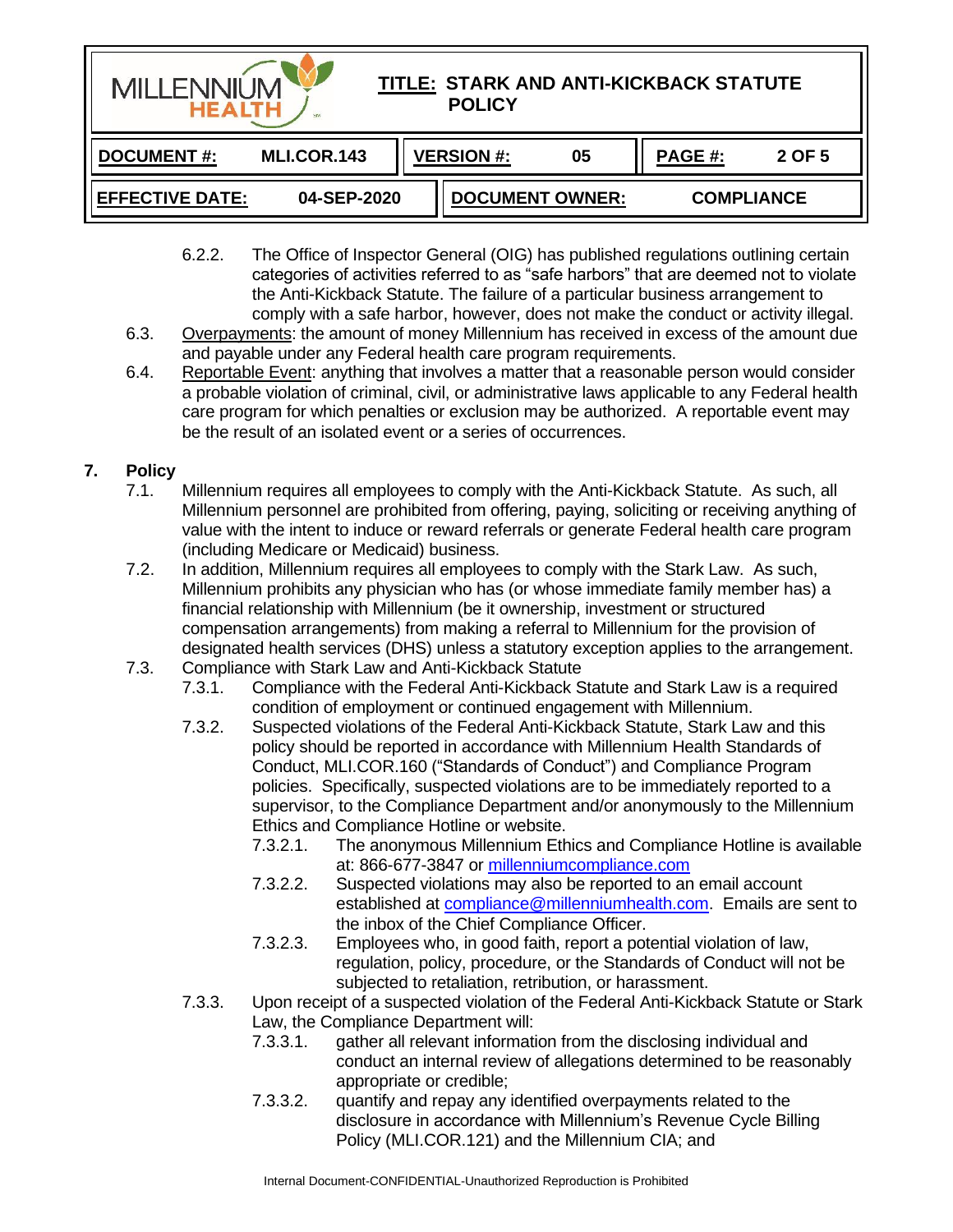6.2.2. The Office of Inspector General (OIG) has published regulations outlining certain categories of activities referred to as "safe harbors" that are deemed not to violate the Anti-Kickback Statute. The failure of a particular business arrangement to comply with a safe harbor, however, does not make the conduct or activity illegal.

6.3. Overpayments: the amount of money Millennium has received in excess of the amount due and payable under any Federal health care program requirements.

6.4. Reportable Event: anything that involves a matter that a reasonable person would consider a probable violation of criminal, civil, or administrative laws applicable to any Federal health care program for which penalties or exclusion may be authorized. A reportable event may be the result of an isolated event or a series of occurrences.

## 7. Policy

7.1. Millennium requires all employees to comply with the Anti-Kickback Statute. As such, all Millennium personnel are prohibited from offering, paying, soliciting or receiving anything of value with the intent to induce or reward referrals or generate Federal health care program (including Medicare or Medicaid) business.

7.2. In addition, Millennium requires all employees to comply with the Stark Law. As such, Millennium prohibits any physician who has (or whose immediate family member has) a financial relationship with Millennium (be it ownership, investment or structured compensation arrangements) from making a referral to Millennium for the provision of designated health services (DHS) unless a statutory exception applies to the arrangement.

7.3. Compliance with Stark Law and Anti-Kickback Statute

7.3.1. Compliance with the Federal Anti-Kickback Statute and Stark Law is a required condition of employment or continued engagement with Millennium.

7.3.2. Suspected violations of the Federal Anti-Kickback Statute, Stark Law and this policy should be reported in accordance with Millennium Health Standards of Conduct, MLI.COR.160 ("Standards of Conduct") and Compliance Program policies. Specifically, suspected violations are to be immediately reported to a supervisor, to the Compliance Department and/or anonymously to the Millennium Ethics and Compliance Hotline or website.

7.3.2.1. The anonymous Millennium Ethics and Compliance Hotline is available at: 866-677-3847 or millenniumcompliance.com

7.3.2.2. Suspected violations may also be reported to an email account established at compliance@millenniumhealth.com. Emails are sent to the inbox of the Chief Compliance Officer.

7.3.2.3. Employees who, in good faith, report a potential violation of law, regulation, policy, procedure, or the Standards of Conduct will not be subjected to retaliation, retribution, or harassment.

7.3.3. Upon receipt of a suspected violation of the Federal Anti-Kickback Statute or Stark Law, the Compliance Department will:

7.3.3.1. gather all relevant information from the disclosing individual and conduct an internal review of allegations determined to be reasonably appropriate or credible;

7.3.3.2. quantify and repay any identified overpayments related to the disclosure in accordance with Millennium's Revenue Cycle Billing Policy (MLI.COR.121) and the Millennium CIA; and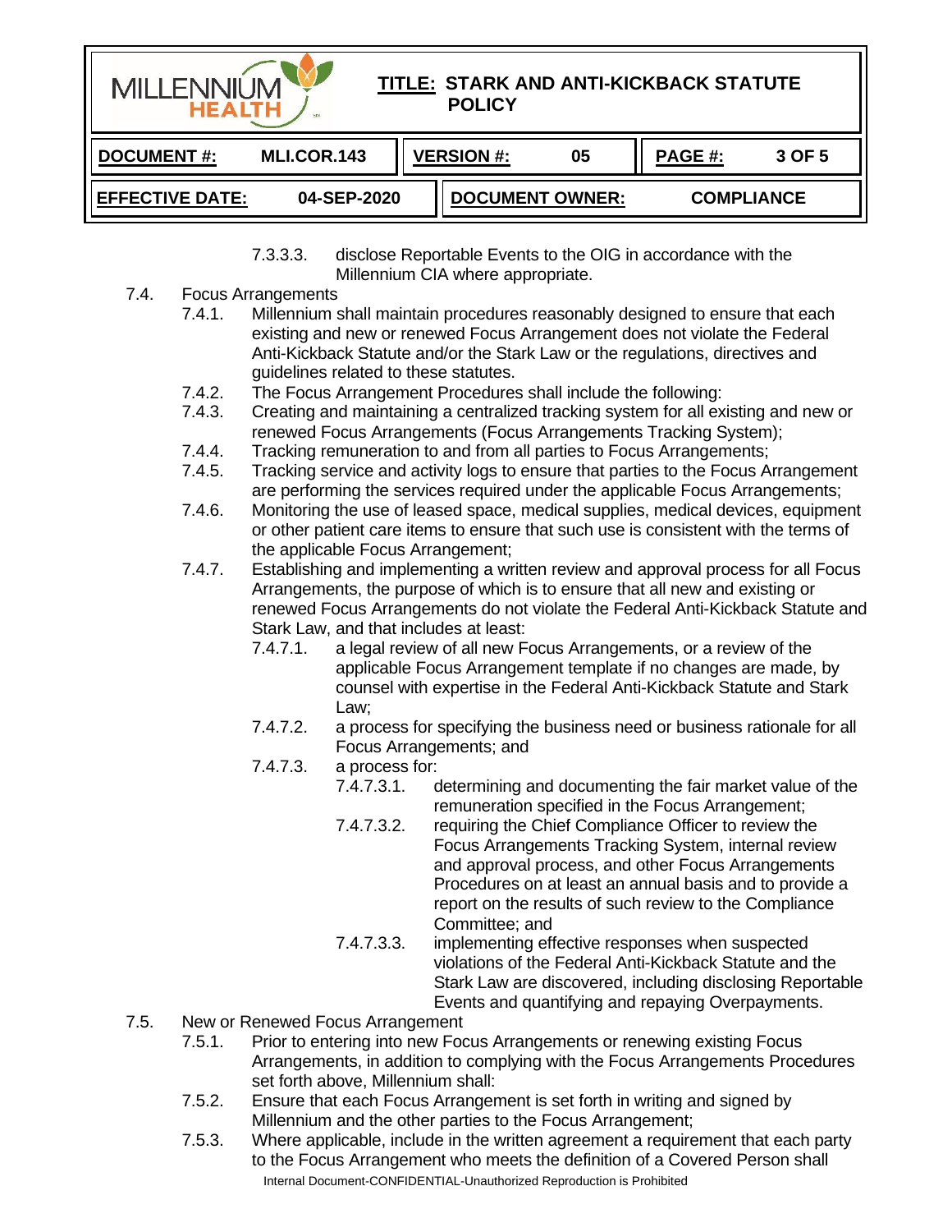7.3.3.3. disclose Reportable Events to the OIG in accordance with the Millennium CIA where appropriate.

7.4. Focus Arrangements

7.4.1. Millennium shall maintain procedures reasonably designed to ensure that each existing and new or renewed Focus Arrangement does not violate the Federal Anti-Kickback Statute and/or the Stark Law or the regulations, directives and guidelines related to these statutes.

7.4.2. The Focus Arrangement Procedures shall include the following:

7.4.3. Creating and maintaining a centralized tracking system for all existing and new or renewed Focus Arrangements (Focus Arrangements Tracking System);

7.4.4. Tracking remuneration to and from all parties to Focus Arrangements;

7.4.5. Tracking service and activity logs to ensure that parties to the Focus Arrangement are performing the services required under the applicable Focus Arrangements;

7.4.6. Monitoring the use of leased space, medical supplies, medical devices, equipment or other patient care items to ensure that such use is consistent with the terms of the applicable Focus Arrangement;

7.4.7. Establishing and implementing a written review and approval process for all Focus Arrangements, the purpose of which is to ensure that all new and existing or renewed Focus Arrangements do not violate the Federal Anti-Kickback Statute and Stark Law, and that includes at least:

7.4.7.1. a legal review of all new Focus Arrangements, or a review of the applicable Focus Arrangement template if no changes are made, by counsel with expertise in the Federal Anti-Kickback Statute and Stark Law;

7.4.7.2. a process for specifying the business need or business rationale for all Focus Arrangements; and

7.4.7.3. a process for:

7.4.7.3.1. determining and documenting the fair market value of the remuneration specified in the Focus Arrangement;

7.4.7.3.2. requiring the Chief Compliance Officer to review the Focus Arrangements Tracking System, internal review and approval process, and other Focus Arrangements Procedures on at least an annual basis and to provide a report on the results of such review to the Compliance Committee; and

7.4.7.3.3. implementing effective responses when suspected violations of the Federal Anti-Kickback Statute and the Stark Law are discovered, including disclosing Reportable Events and quantifying and repaying Overpayments.

7.5. New or Renewed Focus Arrangement

7.5.1. Prior to entering into new Focus Arrangements or renewing existing Focus Arrangements, in addition to complying with the Focus Arrangements Procedures set forth above, Millennium shall:

7.5.2. Ensure that each Focus Arrangement is set forth in writing and signed by Millennium and the other parties to the Focus Arrangement;

7.5.3. Where applicable, include in the written agreement a requirement that each party to the Focus Arrangement who meets the definition of a Covered Person shall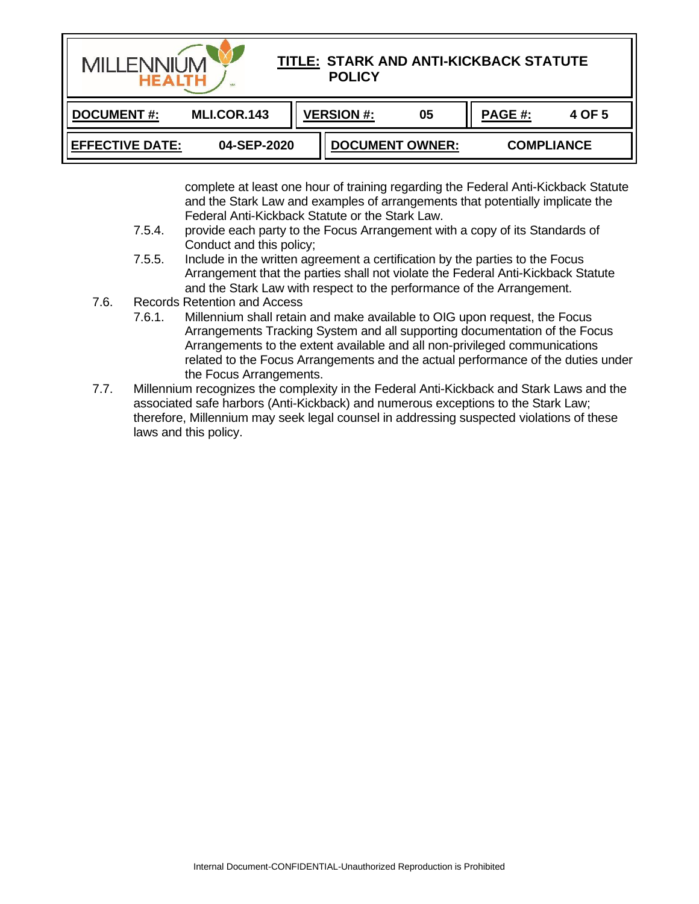complete at least one hour of training regarding the Federal Anti-Kickback Statute and the Stark Law and examples of arrangements that potentially implicate the Federal Anti-Kickback Statute or the Stark Law.

- 7.5.4. provide each party to the Focus Arrangement with a copy of its Standards of Conduct and this policy;
- 7.5.5. Include in the written agreement a certification by the parties to the Focus Arrangement that the parties shall not violate the Federal Anti-Kickback Statute and the Stark Law with respect to the performance of the Arrangement.

7.6. Records Retention and Access

- 7.6.1. Millennium shall retain and make available to OIG upon request, the Focus Arrangements Tracking System and all supporting documentation of the Focus Arrangements to the extent available and all non-privileged communications related to the Focus Arrangements and the actual performance of the duties under the Focus Arrangements.

7.7. Millennium recognizes the complexity in the Federal Anti-Kickback and Stark Laws and the associated safe harbors (Anti-Kickback) and numerous exceptions to the Stark Law; therefore, Millennium may seek legal counsel in addressing suspected violations of these laws and this policy.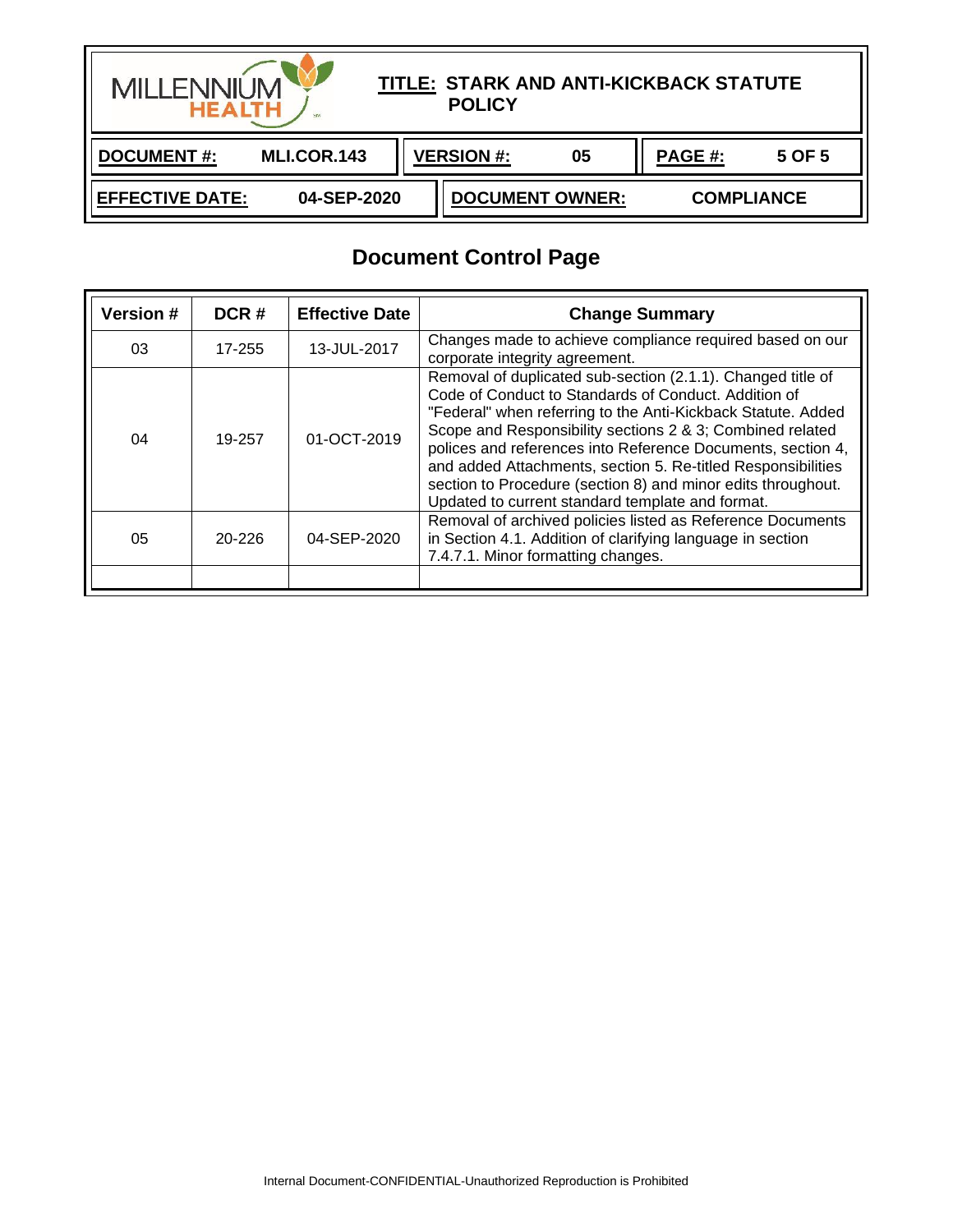## Document Control Page

| Version # | DCR # | Effective Date | Change Summary |
|---|---|---|---|
| 03 | 17-255 | 13-JUL-2017 | Changes made to achieve compliance required based on our corporate integrity agreement. |
| 04 | 19-257 | 01-OCT-2019 | Removal of duplicated sub-section (2.1.1). Changed title of Code of Conduct to Standards of Conduct. Addition of "Federal" when referring to the Anti-Kickback Statute. Added Scope and Responsibility sections 2 & 3; Combined related polices and references into Reference Documents, section 4, and added Attachments, section 5. Re-titled Responsibilities section to Procedure (section 8) and minor edits throughout. Updated to current standard template and format. |
| 05 | 20-226 | 04-SEP-2020 | Removal of archived policies listed as Reference Documents in Section 4.1. Addition of clarifying language in section 7.4.7.1. Minor formatting changes. |
| | | | |